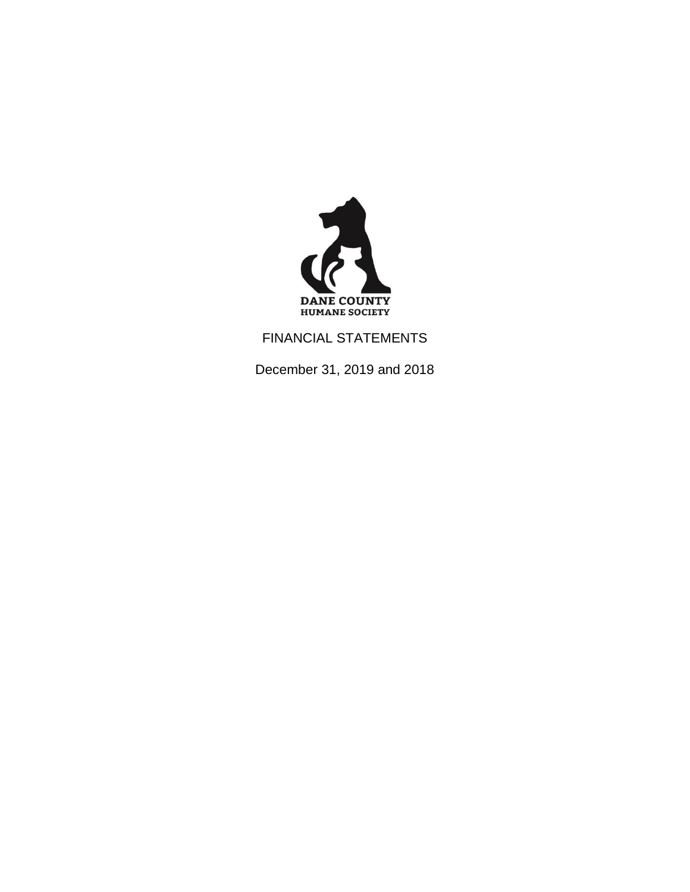DANE COUNTY
HUMANE SOCIETY

# FINANCIAL STATEMENTS

December 31, 2019 and 2018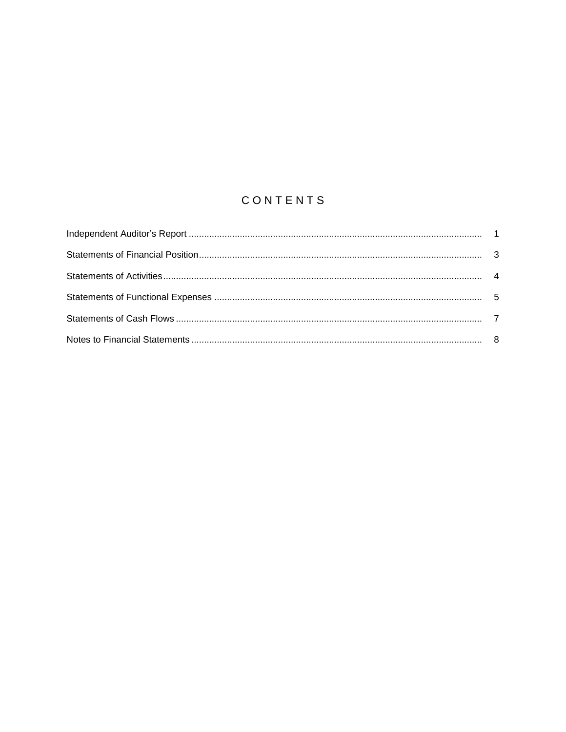# CONTENTS

| | |
|---|---|
| Independent Auditor's Report | 1 |
| Statements of Financial Position | 3 |
| Statements of Activities | 4 |
| Statements of Functional Expenses | 5 |
| Statements of Cash Flows | 7 |
| Notes to Financial Statements | 8 |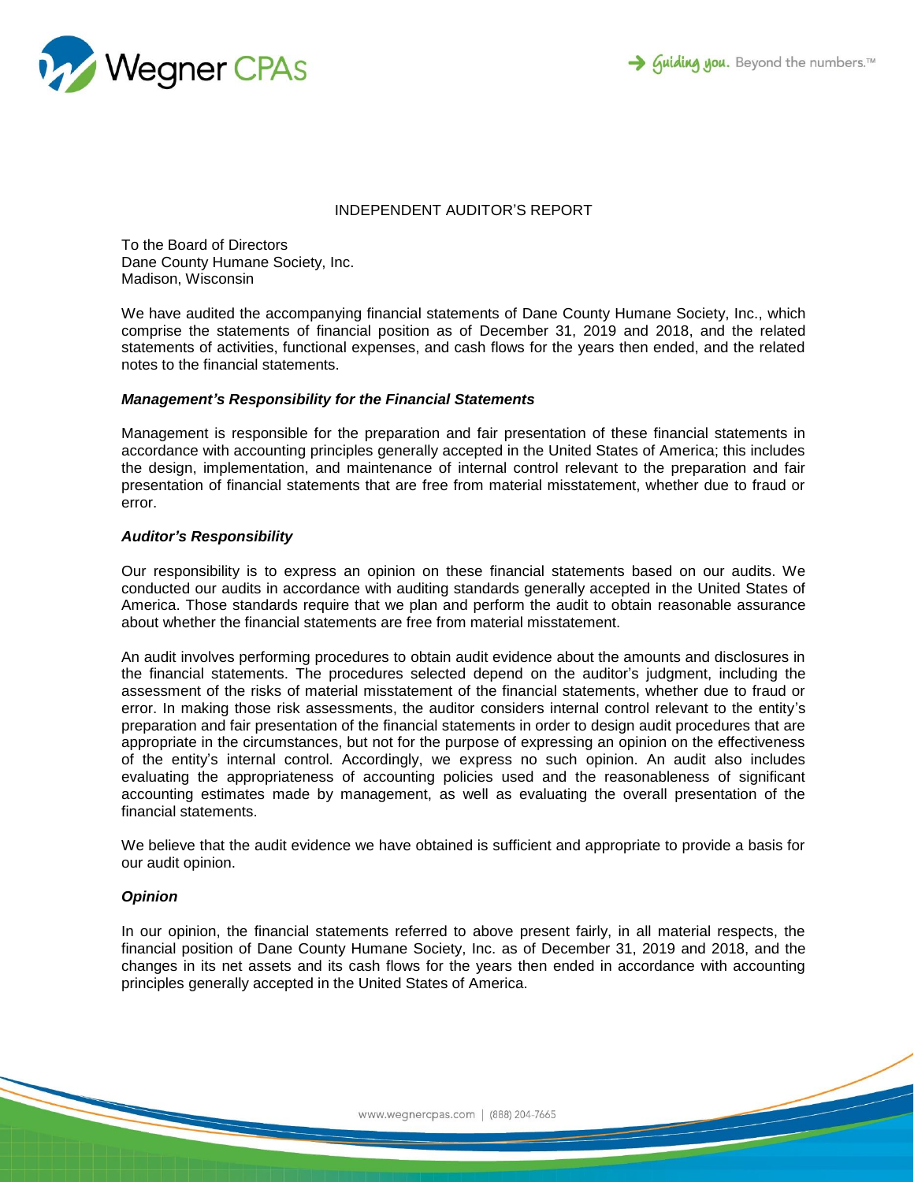# INDEPENDENT AUDITOR'S REPORT

To the Board of Directors
Dane County Humane Society, Inc.
Madison, Wisconsin

We have audited the accompanying financial statements of Dane County Humane Society, Inc., which comprise the statements of financial position as of December 31, 2019 and 2018, and the related statements of activities, functional expenses, and cash flows for the years then ended, and the related notes to the financial statements.

### *Management's Responsibility for the Financial Statements*

Management is responsible for the preparation and fair presentation of these financial statements in accordance with accounting principles generally accepted in the United States of America; this includes the design, implementation, and maintenance of internal control relevant to the preparation and fair presentation of financial statements that are free from material misstatement, whether due to fraud or error.

### *Auditor's Responsibility*

Our responsibility is to express an opinion on these financial statements based on our audits. We conducted our audits in accordance with auditing standards generally accepted in the United States of America. Those standards require that we plan and perform the audit to obtain reasonable assurance about whether the financial statements are free from material misstatement.

An audit involves performing procedures to obtain audit evidence about the amounts and disclosures in the financial statements. The procedures selected depend on the auditor's judgment, including the assessment of the risks of material misstatement of the financial statements, whether due to fraud or error. In making those risk assessments, the auditor considers internal control relevant to the entity's preparation and fair presentation of the financial statements in order to design audit procedures that are appropriate in the circumstances, but not for the purpose of expressing an opinion on the effectiveness of the entity's internal control. Accordingly, we express no such opinion. An audit also includes evaluating the appropriateness of accounting policies used and the reasonableness of significant accounting estimates made by management, as well as evaluating the overall presentation of the financial statements.

We believe that the audit evidence we have obtained is sufficient and appropriate to provide a basis for our audit opinion.

### *Opinion*

In our opinion, the financial statements referred to above present fairly, in all material respects, the financial position of Dane County Humane Society, Inc. as of December 31, 2019 and 2018, and the changes in its net assets and its cash flows for the years then ended in accordance with accounting principles generally accepted in the United States of America.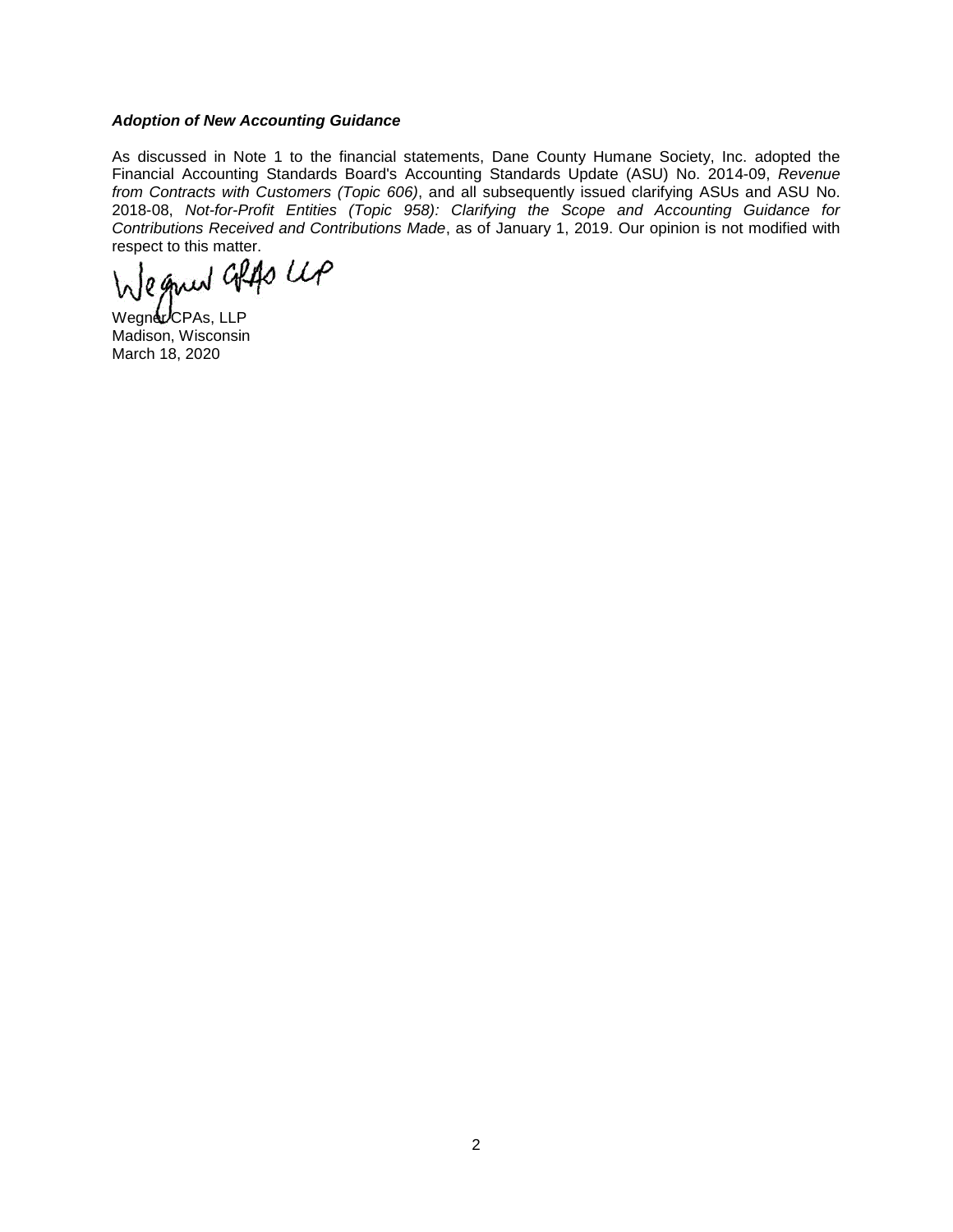***Adoption of New Accounting Guidance***

As discussed in Note 1 to the financial statements, Dane County Humane Society, Inc. adopted the Financial Accounting Standards Board's Accounting Standards Update (ASU) No. 2014-09, *Revenue from Contracts with Customers (Topic 606)*, and all subsequently issued clarifying ASUs and ASU No. 2018-08, *Not-for-Profit Entities (Topic 958): Clarifying the Scope and Accounting Guidance for Contributions Received and Contributions Made*, as of January 1, 2019. Our opinion is not modified with respect to this matter.

Wegner CPAs, LLP
Madison, Wisconsin
March 18, 2020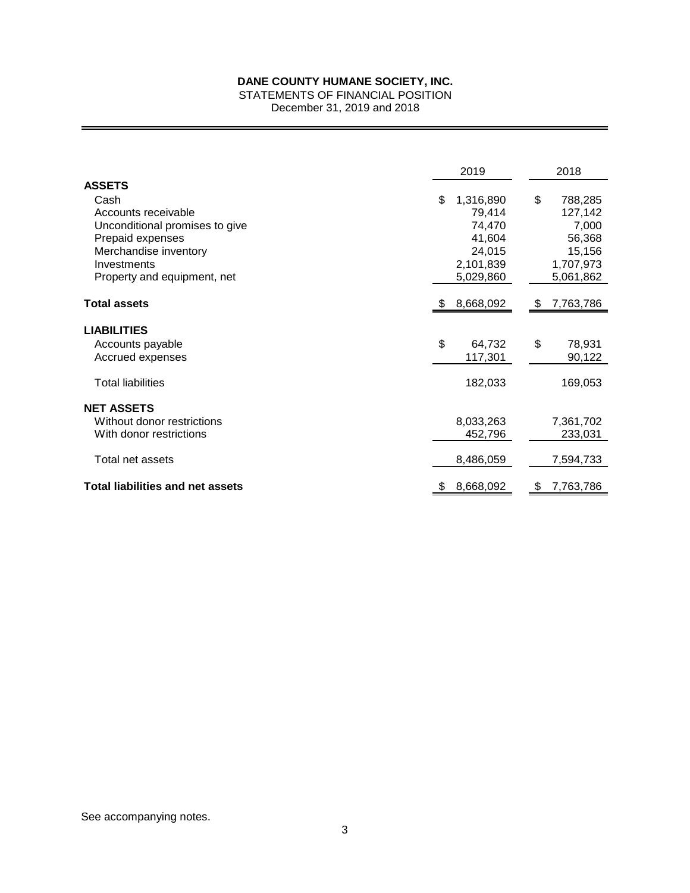# DANE COUNTY HUMANE SOCIETY, INC.

STATEMENTS OF FINANCIAL POSITION

December 31, 2019 and 2018

| | 2019 | 2018 |
|---|---|---|
| **ASSETS** | | |
| Cash | $ 1,316,890 | $ 788,285 |
| Accounts receivable | 79,414 | 127,142 |
| Unconditional promises to give | 74,470 | 7,000 |
| Prepaid expenses | 41,604 | 56,368 |
| Merchandise inventory | 24,015 | 15,156 |
| Investments | 2,101,839 | 1,707,973 |
| Property and equipment, net | 5,029,860 | 5,061,862 |
| **Total assets** | $ 8,668,092 | $ 7,763,786 |
| **LIABILITIES** | | |
| Accounts payable | $ 64,732 | $ 78,931 |
| Accrued expenses | 117,301 | 90,122 |
| Total liabilities | 182,033 | 169,053 |
| **NET ASSETS** | | |
| Without donor restrictions | 8,033,263 | 7,361,702 |
| With donor restrictions | 452,796 | 233,031 |
| Total net assets | 8,486,059 | 7,594,733 |
| **Total liabilities and net assets** | $ 8,668,092 | $ 7,763,786 |

See accompanying notes.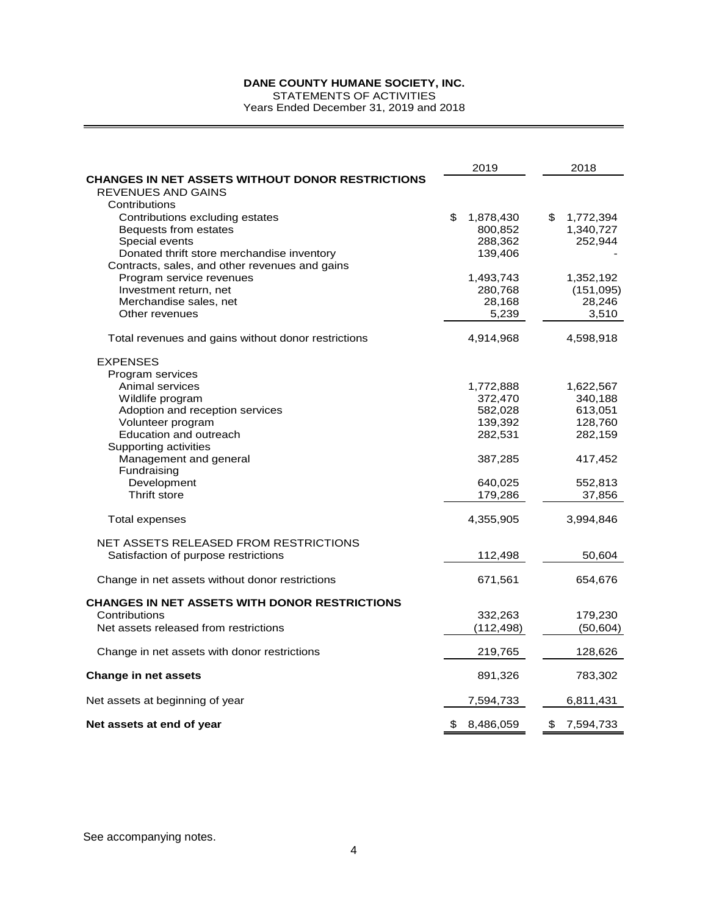**DANE COUNTY HUMANE SOCIETY, INC.**
STATEMENTS OF ACTIVITIES
Years Ended December 31, 2019 and 2018

| | 2019 | 2018 |
|---|---|---|
| **CHANGES IN NET ASSETS WITHOUT DONOR RESTRICTIONS** | | |
| REVENUES AND GAINS | | |
| Contributions | | |
| Contributions excluding estates | $ 1,878,430 | $ 1,772,394 |
| Bequests from estates | 800,852 | 1,340,727 |
| Special events | 288,362 | 252,944 |
| Donated thrift store merchandise inventory | 139,406 | - |
| Contracts, sales, and other revenues and gains | | |
| Program service revenues | 1,493,743 | 1,352,192 |
| Investment return, net | 280,768 | (151,095) |
| Merchandise sales, net | 28,168 | 28,246 |
| Other revenues | 5,239 | 3,510 |
| Total revenues and gains without donor restrictions | 4,914,968 | 4,598,918 |
| EXPENSES | | |
| Program services | | |
| Animal services | 1,772,888 | 1,622,567 |
| Wildlife program | 372,470 | 340,188 |
| Adoption and reception services | 582,028 | 613,051 |
| Volunteer program | 139,392 | 128,760 |
| Education and outreach | 282,531 | 282,159 |
| Supporting activities | | |
| Management and general | 387,285 | 417,452 |
| Fundraising | | |
| Development | 640,025 | 552,813 |
| Thrift store | 179,286 | 37,856 |
| Total expenses | 4,355,905 | 3,994,846 |
| NET ASSETS RELEASED FROM RESTRICTIONS | | |
| Satisfaction of purpose restrictions | 112,498 | 50,604 |
| Change in net assets without donor restrictions | 671,561 | 654,676 |
| **CHANGES IN NET ASSETS WITH DONOR RESTRICTIONS** | | |
| Contributions | 332,263 | 179,230 |
| Net assets released from restrictions | (112,498) | (50,604) |
| Change in net assets with donor restrictions | 219,765 | 128,626 |
| **Change in net assets** | 891,326 | 783,302 |
| Net assets at beginning of year | 7,594,733 | 6,811,431 |
| **Net assets at end of year** | $ 8,486,059 | $ 7,594,733 |

See accompanying notes.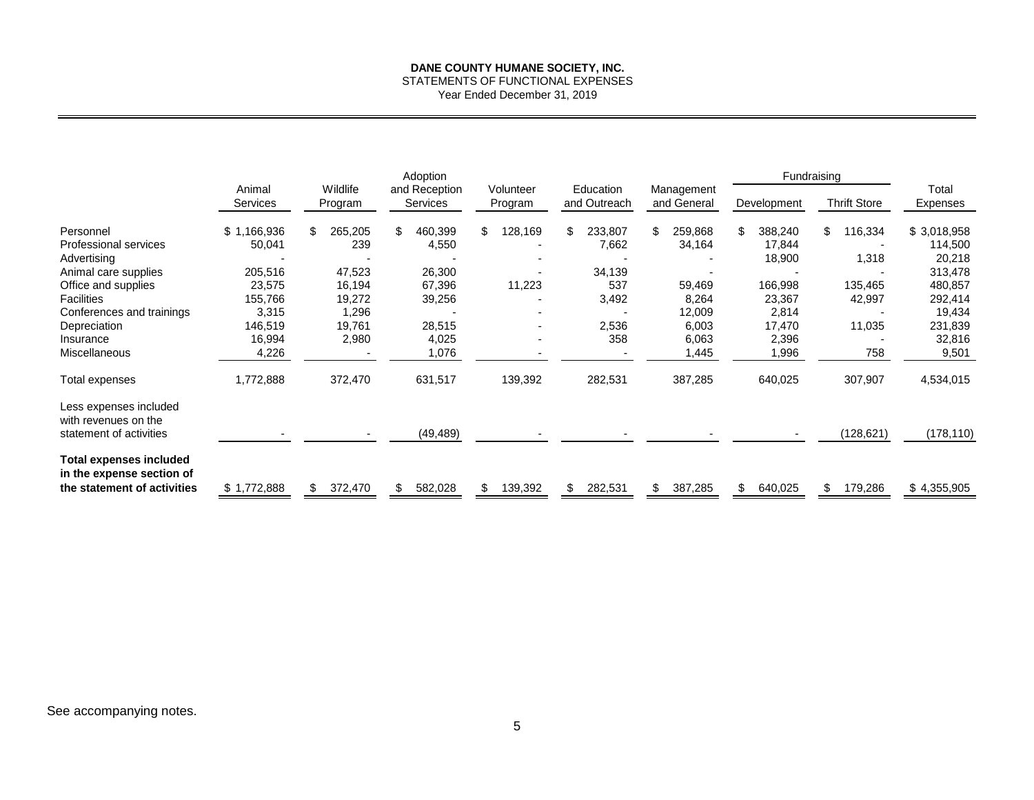**DANE COUNTY HUMANE SOCIETY, INC.**
STATEMENTS OF FUNCTIONAL EXPENSES
Year Ended December 31, 2019

| | Animal Services | Wildlife Program | Adoption and Reception Services | Volunteer Program | Education and Outreach | Management and General | Fundraising | | Total Expenses |
|---|---|---|---|---|---|---|---|---|---|
| | | | | | | | Development | Thrift Store | |
| Personnel | $ 1,166,936 | $ 265,205 | $ 460,399 | $ 128,169 | $ 233,807 | $ 259,868 | $ 388,240 | $ 116,334 | $ 3,018,958 |
| Professional services | 50,041 | 239 | 4,550 | - | 7,662 | 34,164 | 17,844 | - | 114,500 |
| Advertising | - | - | - | - | - | - | 18,900 | 1,318 | 20,218 |
| Animal care supplies | 205,516 | 47,523 | 26,300 | - | 34,139 | - | - | - | 313,478 |
| Office and supplies | 23,575 | 16,194 | 67,396 | 11,223 | 537 | 59,469 | 166,998 | 135,465 | 480,857 |
| Facilities | 155,766 | 19,272 | 39,256 | - | 3,492 | 8,264 | 23,367 | 42,997 | 292,414 |
| Conferences and trainings | 3,315 | 1,296 | - | - | - | 12,009 | 2,814 | - | 19,434 |
| Depreciation | 146,519 | 19,761 | 28,515 | - | 2,536 | 6,003 | 17,470 | 11,035 | 231,839 |
| Insurance | 16,994 | 2,980 | 4,025 | - | 358 | 6,063 | 2,396 | - | 32,816 |
| Miscellaneous | 4,226 | - | 1,076 | - | - | 1,445 | 1,996 | 758 | 9,501 |
| Total expenses | 1,772,888 | 372,470 | 631,517 | 139,392 | 282,531 | 387,285 | 640,025 | 307,907 | 4,534,015 |
| Less expenses included with revenues on the statement of activities | - | - | (49,489) | - | - | - | - | (128,621) | (178,110) |
| **Total expenses included in the expense section of the statement of activities** | $ 1,772,888 | $ 372,470 | $ 582,028 | $ 139,392 | $ 282,531 | $ 387,285 | $ 640,025 | $ 179,286 | $ 4,355,905 |

See accompanying notes.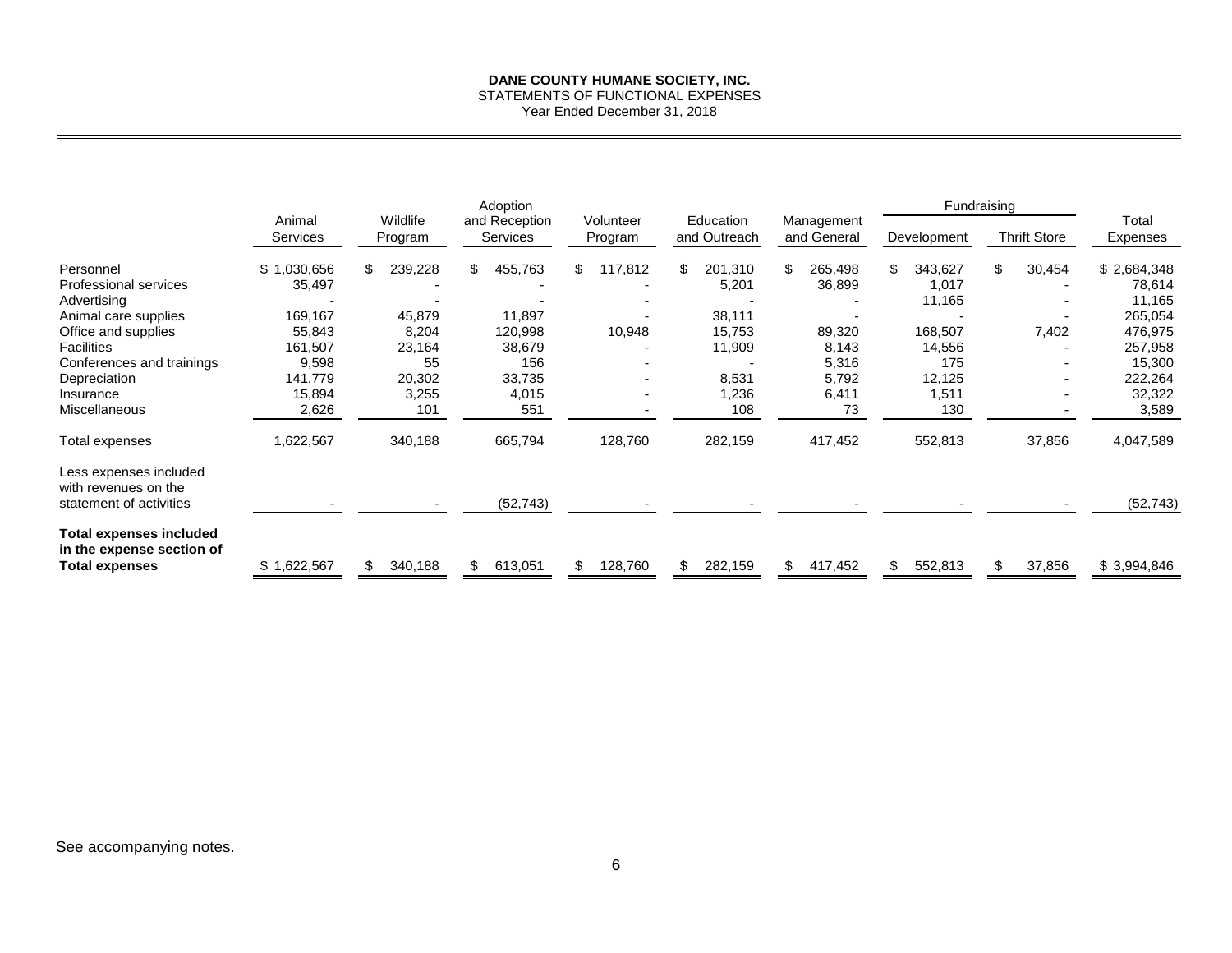**DANE COUNTY HUMANE SOCIETY, INC.**
STATEMENTS OF FUNCTIONAL EXPENSES
Year Ended December 31, 2018

| | Animal Services | Wildlife Program | Adoption and Reception Services | Volunteer Program | Education and Outreach | Management and General | Fundraising | | Total Expenses |
|---|---|---|---|---|---|---|---|---|---|
| | | | | | | | Development | Thrift Store | |
| Personnel | $ 1,030,656 | $ 239,228 | $ 455,763 | $ 117,812 | $ 201,310 | $ 265,498 | $ 343,627 | $ 30,454 | $ 2,684,348 |
| Professional services | 35,497 | - | - | - | 5,201 | 36,899 | 1,017 | - | 78,614 |
| Advertising | - | - | - | - | - | - | 11,165 | - | 11,165 |
| Animal care supplies | 169,167 | 45,879 | 11,897 | - | 38,111 | - | - | - | 265,054 |
| Office and supplies | 55,843 | 8,204 | 120,998 | 10,948 | 15,753 | 89,320 | 168,507 | 7,402 | 476,975 |
| Facilities | 161,507 | 23,164 | 38,679 | - | 11,909 | 8,143 | 14,556 | - | 257,958 |
| Conferences and trainings | 9,598 | 55 | 156 | - | - | 5,316 | 175 | - | 15,300 |
| Depreciation | 141,779 | 20,302 | 33,735 | - | 8,531 | 5,792 | 12,125 | - | 222,264 |
| Insurance | 15,894 | 3,255 | 4,015 | - | 1,236 | 6,411 | 1,511 | - | 32,322 |
| Miscellaneous | 2,626 | 101 | 551 | - | 108 | 73 | 130 | - | 3,589 |
| Total expenses | 1,622,567 | 340,188 | 665,794 | 128,760 | 282,159 | 417,452 | 552,813 | 37,856 | 4,047,589 |
| Less expenses included with revenues on the statement of activities | - | - | (52,743) | - | - | - | - | - | (52,743) |
| **Total expenses included in the expense section of Total expenses** | $ 1,622,567 | $ 340,188 | $ 613,051 | $ 128,760 | $ 282,159 | $ 417,452 | $ 552,813 | $ 37,856 | $ 3,994,846 |

See accompanying notes.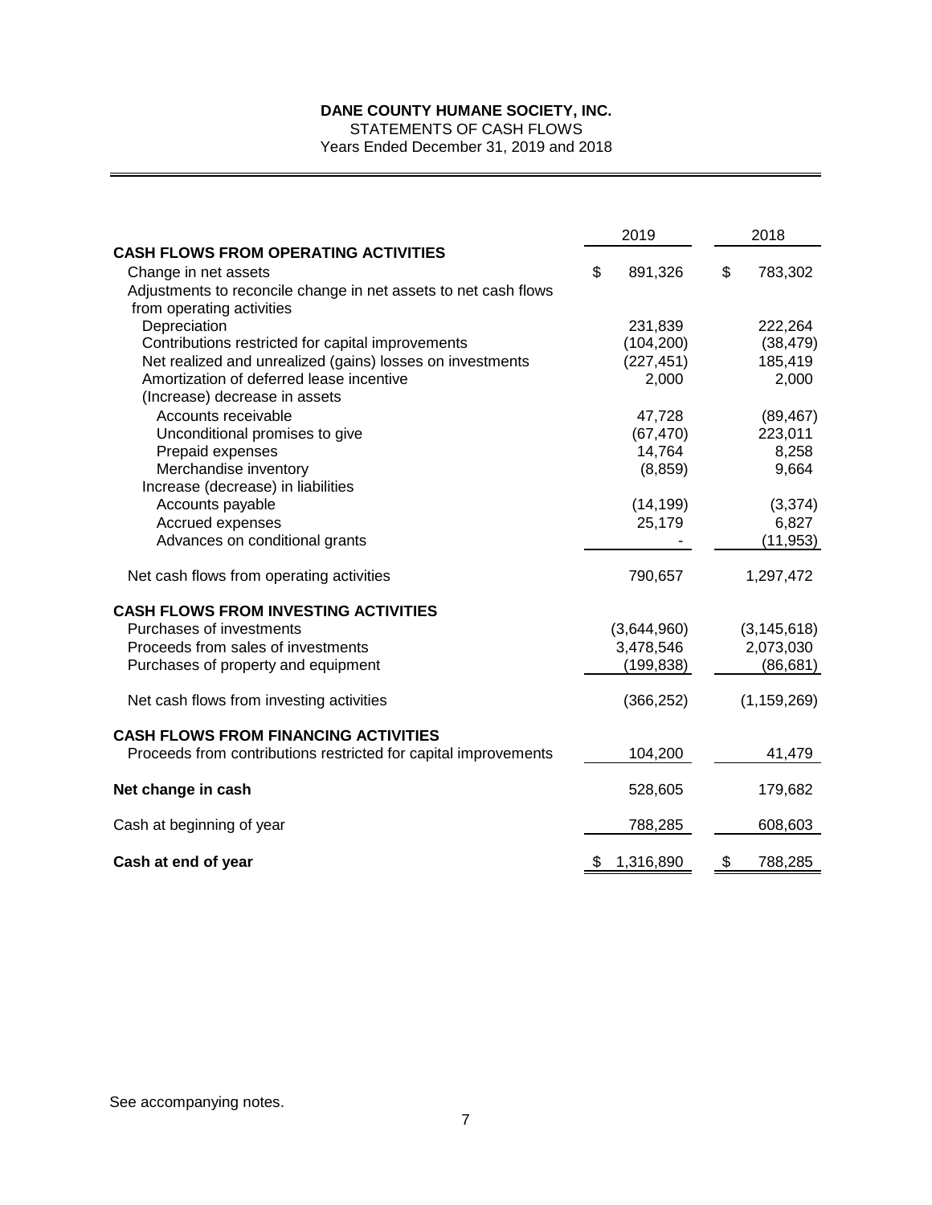**DANE COUNTY HUMANE SOCIETY, INC.**
STATEMENTS OF CASH FLOWS
Years Ended December 31, 2019 and 2018

| | 2019 | 2018 |
|---|---|---|
| **CASH FLOWS FROM OPERATING ACTIVITIES** | | |
| Change in net assets | $ 891,326 | $ 783,302 |
| Adjustments to reconcile change in net assets to net cash flows from operating activities | | |
| Depreciation | 231,839 | 222,264 |
| Contributions restricted for capital improvements | (104,200) | (38,479) |
| Net realized and unrealized (gains) losses on investments | (227,451) | 185,419 |
| Amortization of deferred lease incentive | 2,000 | 2,000 |
| (Increase) decrease in assets | | |
| Accounts receivable | 47,728 | (89,467) |
| Unconditional promises to give | (67,470) | 223,011 |
| Prepaid expenses | 14,764 | 8,258 |
| Merchandise inventory | (8,859) | 9,664 |
| Increase (decrease) in liabilities | | |
| Accounts payable | (14,199) | (3,374) |
| Accrued expenses | 25,179 | 6,827 |
| Advances on conditional grants | - | (11,953) |
| Net cash flows from operating activities | 790,657 | 1,297,472 |
| **CASH FLOWS FROM INVESTING ACTIVITIES** | | |
| Purchases of investments | (3,644,960) | (3,145,618) |
| Proceeds from sales of investments | 3,478,546 | 2,073,030 |
| Purchases of property and equipment | (199,838) | (86,681) |
| Net cash flows from investing activities | (366,252) | (1,159,269) |
| **CASH FLOWS FROM FINANCING ACTIVITIES** | | |
| Proceeds from contributions restricted for capital improvements | 104,200 | 41,479 |
| **Net change in cash** | 528,605 | 179,682 |
| Cash at beginning of year | 788,285 | 608,603 |
| **Cash at end of year** | $ 1,316,890 | $ 788,285 |

See accompanying notes.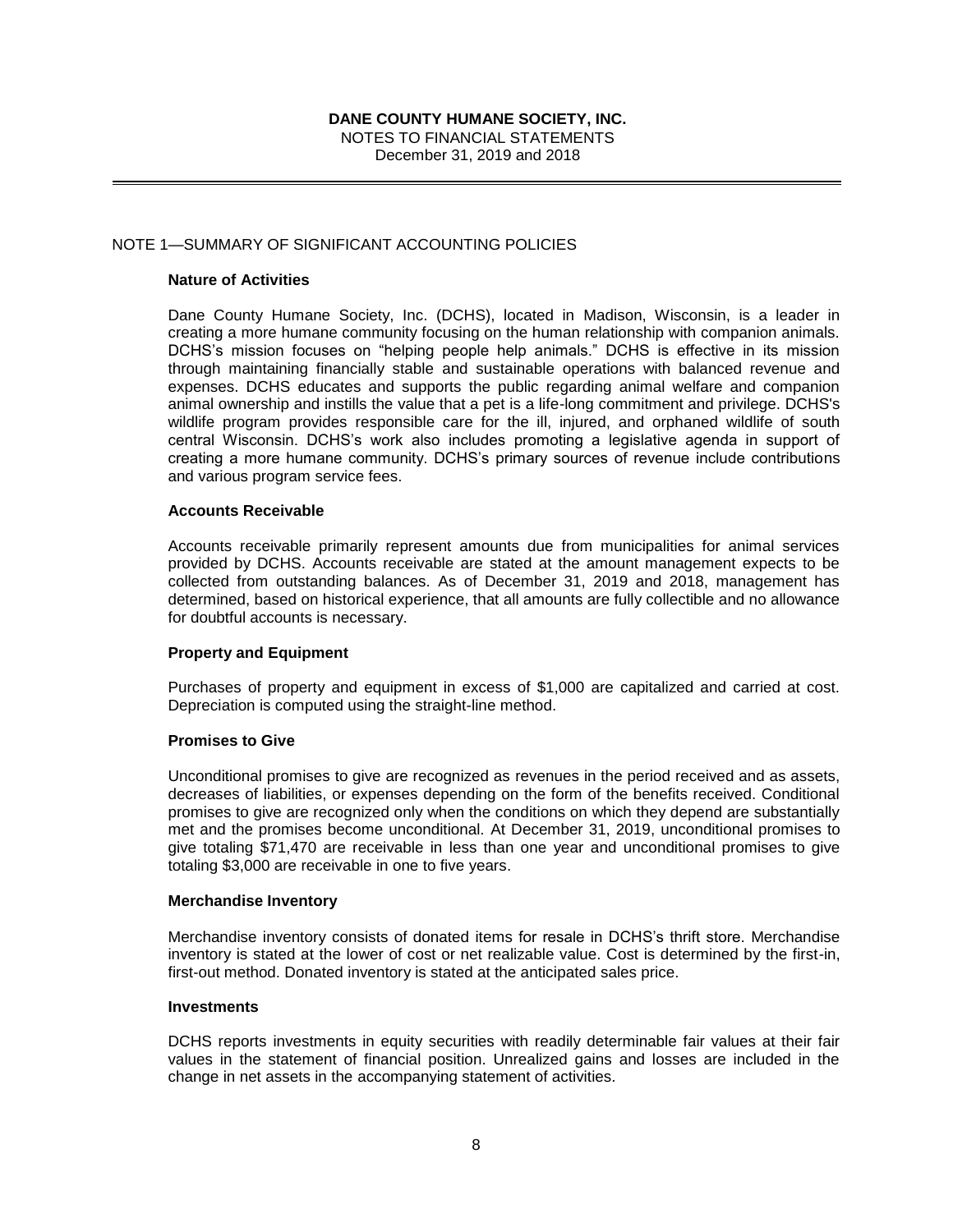**DANE COUNTY HUMANE SOCIETY, INC.**
NOTES TO FINANCIAL STATEMENTS
December 31, 2019 and 2018

NOTE 1—SUMMARY OF SIGNIFICANT ACCOUNTING POLICIES

**Nature of Activities**

Dane County Humane Society, Inc. (DCHS), located in Madison, Wisconsin, is a leader in creating a more humane community focusing on the human relationship with companion animals. DCHS's mission focuses on "helping people help animals." DCHS is effective in its mission through maintaining financially stable and sustainable operations with balanced revenue and expenses. DCHS educates and supports the public regarding animal welfare and companion animal ownership and instills the value that a pet is a life-long commitment and privilege. DCHS's wildlife program provides responsible care for the ill, injured, and orphaned wildlife of south central Wisconsin. DCHS's work also includes promoting a legislative agenda in support of creating a more humane community. DCHS's primary sources of revenue include contributions and various program service fees.

**Accounts Receivable**

Accounts receivable primarily represent amounts due from municipalities for animal services provided by DCHS. Accounts receivable are stated at the amount management expects to be collected from outstanding balances. As of December 31, 2019 and 2018, management has determined, based on historical experience, that all amounts are fully collectible and no allowance for doubtful accounts is necessary.

**Property and Equipment**

Purchases of property and equipment in excess of $1,000 are capitalized and carried at cost. Depreciation is computed using the straight-line method.

**Promises to Give**

Unconditional promises to give are recognized as revenues in the period received and as assets, decreases of liabilities, or expenses depending on the form of the benefits received. Conditional promises to give are recognized only when the conditions on which they depend are substantially met and the promises become unconditional. At December 31, 2019, unconditional promises to give totaling $71,470 are receivable in less than one year and unconditional promises to give totaling $3,000 are receivable in one to five years.

**Merchandise Inventory**

Merchandise inventory consists of donated items for resale in DCHS's thrift store. Merchandise inventory is stated at the lower of cost or net realizable value. Cost is determined by the first-in, first-out method. Donated inventory is stated at the anticipated sales price.

**Investments**

DCHS reports investments in equity securities with readily determinable fair values at their fair values in the statement of financial position. Unrealized gains and losses are included in the change in net assets in the accompanying statement of activities.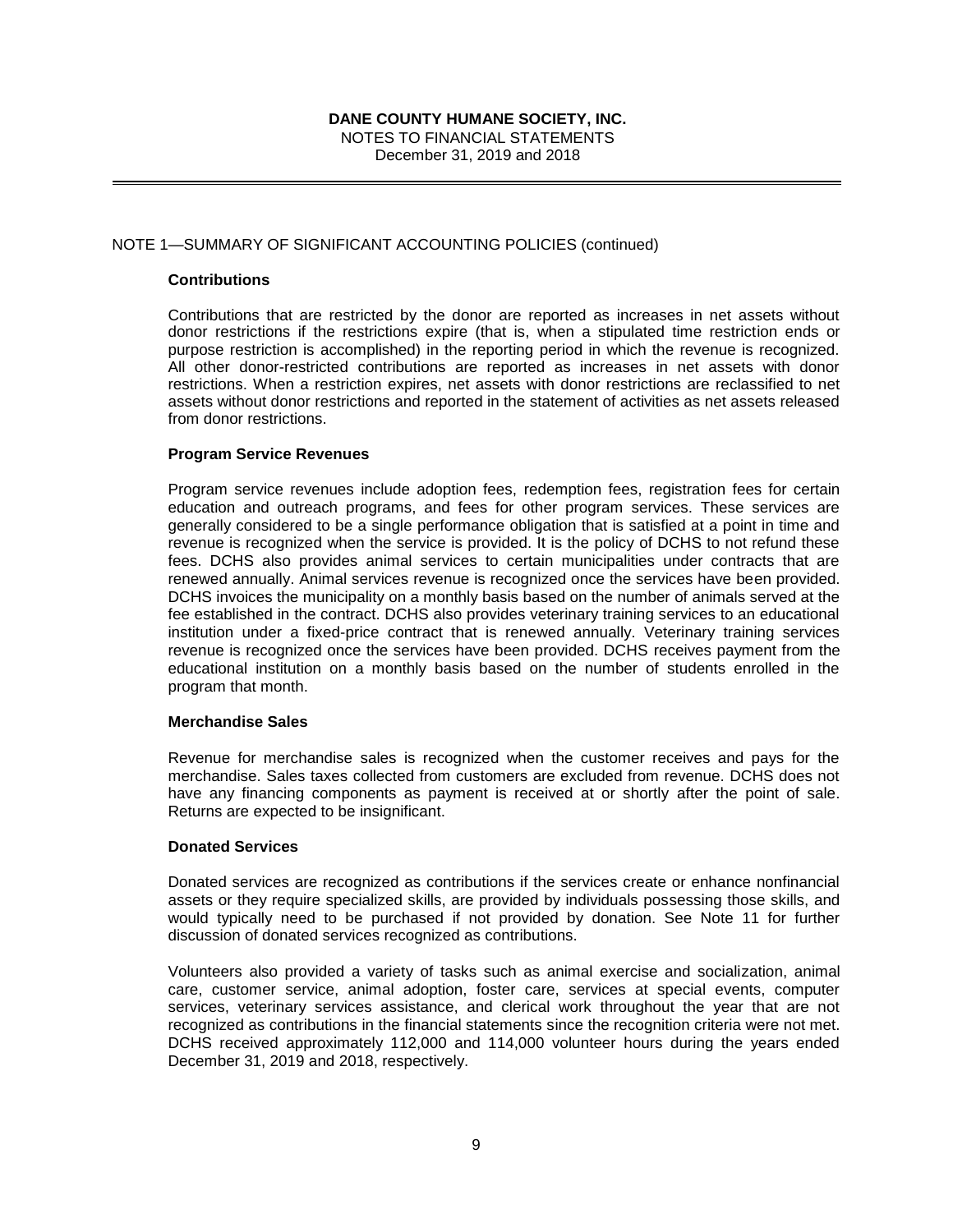NOTE 1—SUMMARY OF SIGNIFICANT ACCOUNTING POLICIES (continued)

**Contributions**

Contributions that are restricted by the donor are reported as increases in net assets without donor restrictions if the restrictions expire (that is, when a stipulated time restriction ends or purpose restriction is accomplished) in the reporting period in which the revenue is recognized. All other donor-restricted contributions are reported as increases in net assets with donor restrictions. When a restriction expires, net assets with donor restrictions are reclassified to net assets without donor restrictions and reported in the statement of activities as net assets released from donor restrictions.

**Program Service Revenues**

Program service revenues include adoption fees, redemption fees, registration fees for certain education and outreach programs, and fees for other program services. These services are generally considered to be a single performance obligation that is satisfied at a point in time and revenue is recognized when the service is provided. It is the policy of DCHS to not refund these fees. DCHS also provides animal services to certain municipalities under contracts that are renewed annually. Animal services revenue is recognized once the services have been provided. DCHS invoices the municipality on a monthly basis based on the number of animals served at the fee established in the contract. DCHS also provides veterinary training services to an educational institution under a fixed-price contract that is renewed annually. Veterinary training services revenue is recognized once the services have been provided. DCHS receives payment from the educational institution on a monthly basis based on the number of students enrolled in the program that month.

**Merchandise Sales**

Revenue for merchandise sales is recognized when the customer receives and pays for the merchandise. Sales taxes collected from customers are excluded from revenue. DCHS does not have any financing components as payment is received at or shortly after the point of sale. Returns are expected to be insignificant.

**Donated Services**

Donated services are recognized as contributions if the services create or enhance nonfinancial assets or they require specialized skills, are provided by individuals possessing those skills, and would typically need to be purchased if not provided by donation. See Note 11 for further discussion of donated services recognized as contributions.

Volunteers also provided a variety of tasks such as animal exercise and socialization, animal care, customer service, animal adoption, foster care, services at special events, computer services, veterinary services assistance, and clerical work throughout the year that are not recognized as contributions in the financial statements since the recognition criteria were not met. DCHS received approximately 112,000 and 114,000 volunteer hours during the years ended December 31, 2019 and 2018, respectively.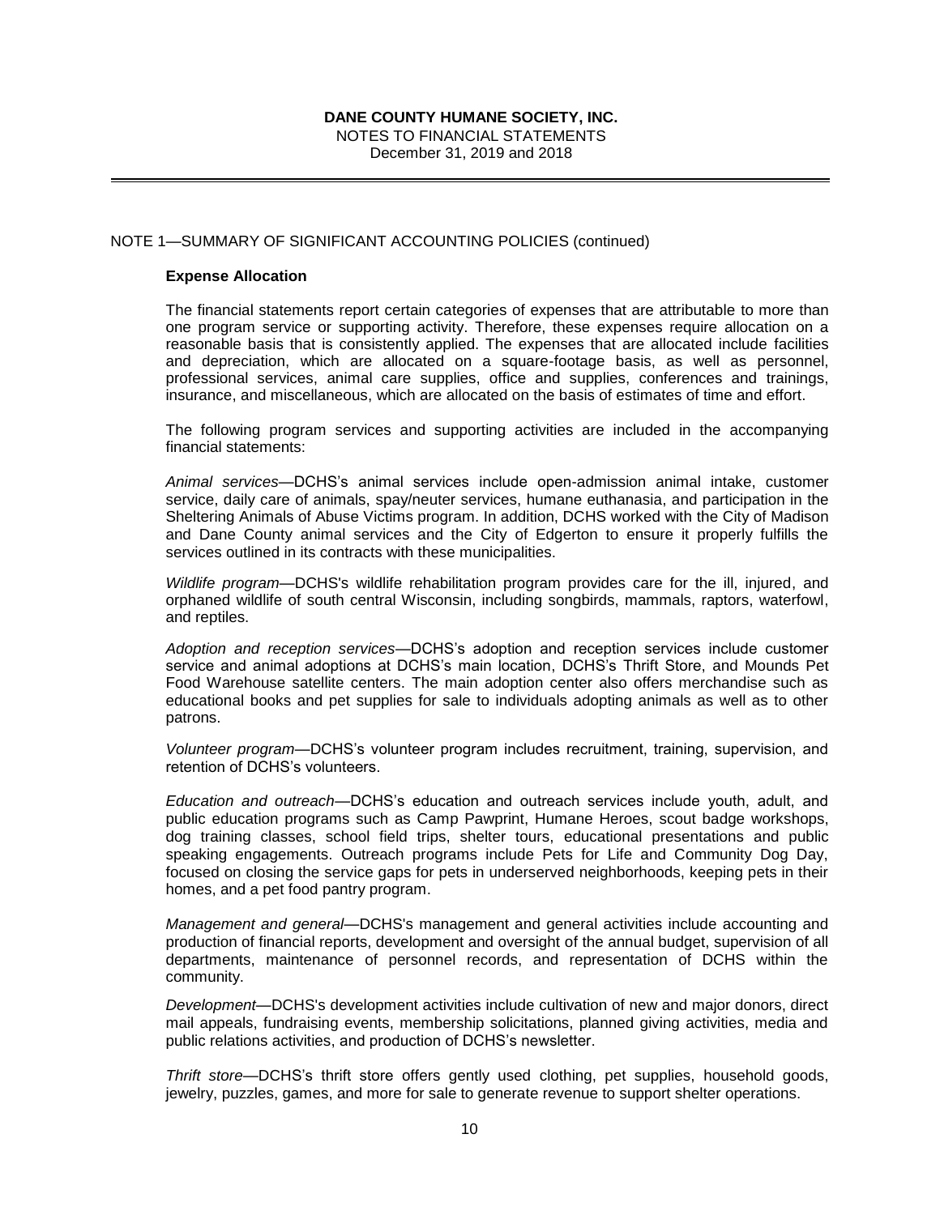NOTE 1—SUMMARY OF SIGNIFICANT ACCOUNTING POLICIES (continued)

**Expense Allocation**

The financial statements report certain categories of expenses that are attributable to more than one program service or supporting activity. Therefore, these expenses require allocation on a reasonable basis that is consistently applied. The expenses that are allocated include facilities and depreciation, which are allocated on a square-footage basis, as well as personnel, professional services, animal care supplies, office and supplies, conferences and trainings, insurance, and miscellaneous, which are allocated on the basis of estimates of time and effort.

The following program services and supporting activities are included in the accompanying financial statements:

*Animal services*—DCHS's animal services include open-admission animal intake, customer service, daily care of animals, spay/neuter services, humane euthanasia, and participation in the Sheltering Animals of Abuse Victims program. In addition, DCHS worked with the City of Madison and Dane County animal services and the City of Edgerton to ensure it properly fulfills the services outlined in its contracts with these municipalities.

*Wildlife program*—DCHS's wildlife rehabilitation program provides care for the ill, injured, and orphaned wildlife of south central Wisconsin, including songbirds, mammals, raptors, waterfowl, and reptiles.

*Adoption and reception services*—DCHS's adoption and reception services include customer service and animal adoptions at DCHS's main location, DCHS's Thrift Store, and Mounds Pet Food Warehouse satellite centers. The main adoption center also offers merchandise such as educational books and pet supplies for sale to individuals adopting animals as well as to other patrons.

*Volunteer program*—DCHS's volunteer program includes recruitment, training, supervision, and retention of DCHS's volunteers.

*Education and outreach*—DCHS's education and outreach services include youth, adult, and public education programs such as Camp Pawprint, Humane Heroes, scout badge workshops, dog training classes, school field trips, shelter tours, educational presentations and public speaking engagements. Outreach programs include Pets for Life and Community Dog Day, focused on closing the service gaps for pets in underserved neighborhoods, keeping pets in their homes, and a pet food pantry program.

*Management and general*—DCHS's management and general activities include accounting and production of financial reports, development and oversight of the annual budget, supervision of all departments, maintenance of personnel records, and representation of DCHS within the community.

*Development*—DCHS's development activities include cultivation of new and major donors, direct mail appeals, fundraising events, membership solicitations, planned giving activities, media and public relations activities, and production of DCHS's newsletter.

*Thrift store*—DCHS's thrift store offers gently used clothing, pet supplies, household goods, jewelry, puzzles, games, and more for sale to generate revenue to support shelter operations.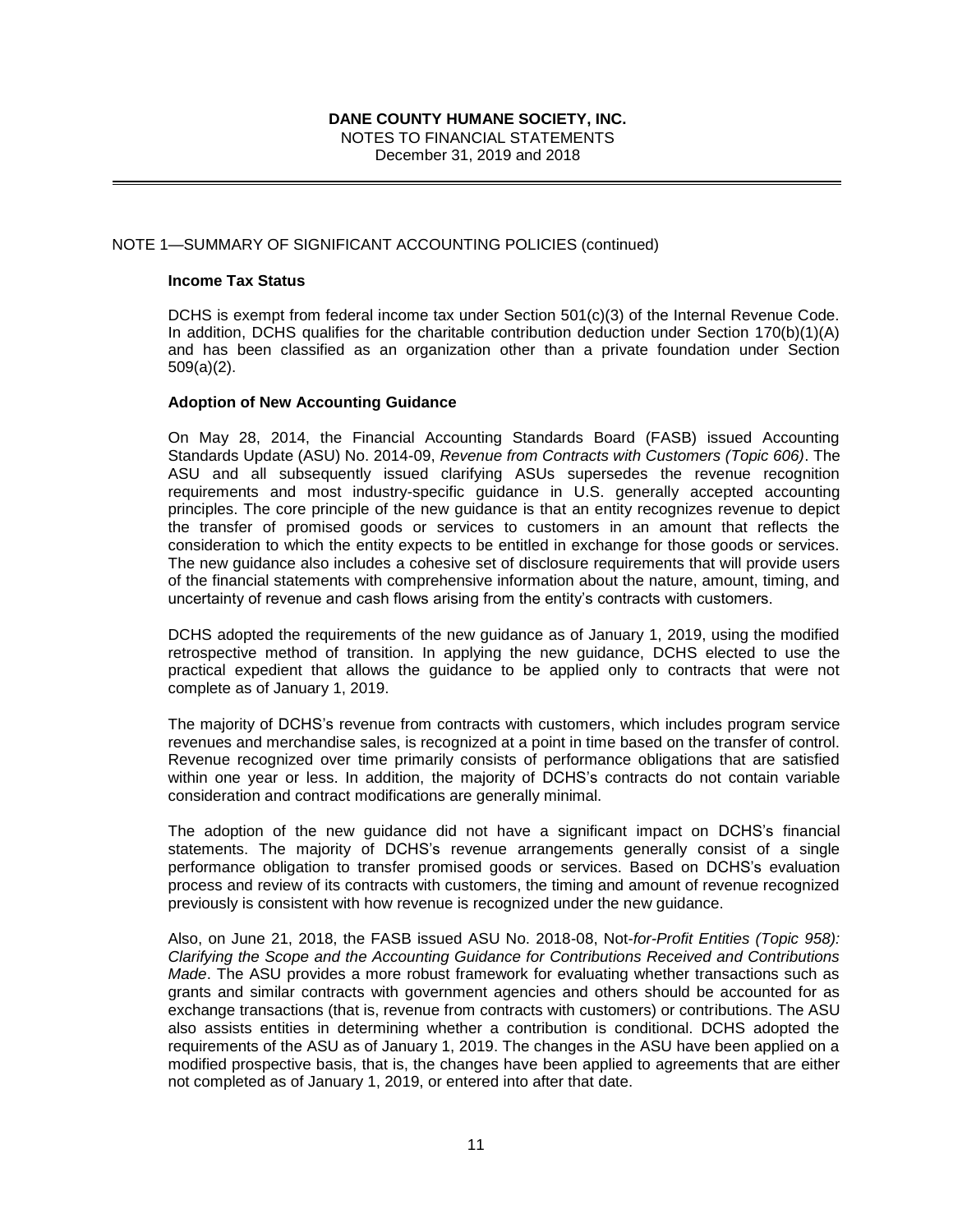NOTE 1—SUMMARY OF SIGNIFICANT ACCOUNTING POLICIES (continued)

**Income Tax Status**

DCHS is exempt from federal income tax under Section 501(c)(3) of the Internal Revenue Code. In addition, DCHS qualifies for the charitable contribution deduction under Section 170(b)(1)(A) and has been classified as an organization other than a private foundation under Section 509(a)(2).

**Adoption of New Accounting Guidance**

On May 28, 2014, the Financial Accounting Standards Board (FASB) issued Accounting Standards Update (ASU) No. 2014-09, *Revenue from Contracts with Customers (Topic 606)*. The ASU and all subsequently issued clarifying ASUs supersedes the revenue recognition requirements and most industry-specific guidance in U.S. generally accepted accounting principles. The core principle of the new guidance is that an entity recognizes revenue to depict the transfer of promised goods or services to customers in an amount that reflects the consideration to which the entity expects to be entitled in exchange for those goods or services. The new guidance also includes a cohesive set of disclosure requirements that will provide users of the financial statements with comprehensive information about the nature, amount, timing, and uncertainty of revenue and cash flows arising from the entity's contracts with customers.

DCHS adopted the requirements of the new guidance as of January 1, 2019, using the modified retrospective method of transition. In applying the new guidance, DCHS elected to use the practical expedient that allows the guidance to be applied only to contracts that were not complete as of January 1, 2019.

The majority of DCHS's revenue from contracts with customers, which includes program service revenues and merchandise sales, is recognized at a point in time based on the transfer of control. Revenue recognized over time primarily consists of performance obligations that are satisfied within one year or less. In addition, the majority of DCHS's contracts do not contain variable consideration and contract modifications are generally minimal.

The adoption of the new guidance did not have a significant impact on DCHS's financial statements. The majority of DCHS's revenue arrangements generally consist of a single performance obligation to transfer promised goods or services. Based on DCHS's evaluation process and review of its contracts with customers, the timing and amount of revenue recognized previously is consistent with how revenue is recognized under the new guidance.

Also, on June 21, 2018, the FASB issued ASU No. 2018-08, Not-*for-Profit Entities (Topic 958): Clarifying the Scope and the Accounting Guidance for Contributions Received and Contributions Made*. The ASU provides a more robust framework for evaluating whether transactions such as grants and similar contracts with government agencies and others should be accounted for as exchange transactions (that is, revenue from contracts with customers) or contributions. The ASU also assists entities in determining whether a contribution is conditional. DCHS adopted the requirements of the ASU as of January 1, 2019. The changes in the ASU have been applied on a modified prospective basis, that is, the changes have been applied to agreements that are either not completed as of January 1, 2019, or entered into after that date.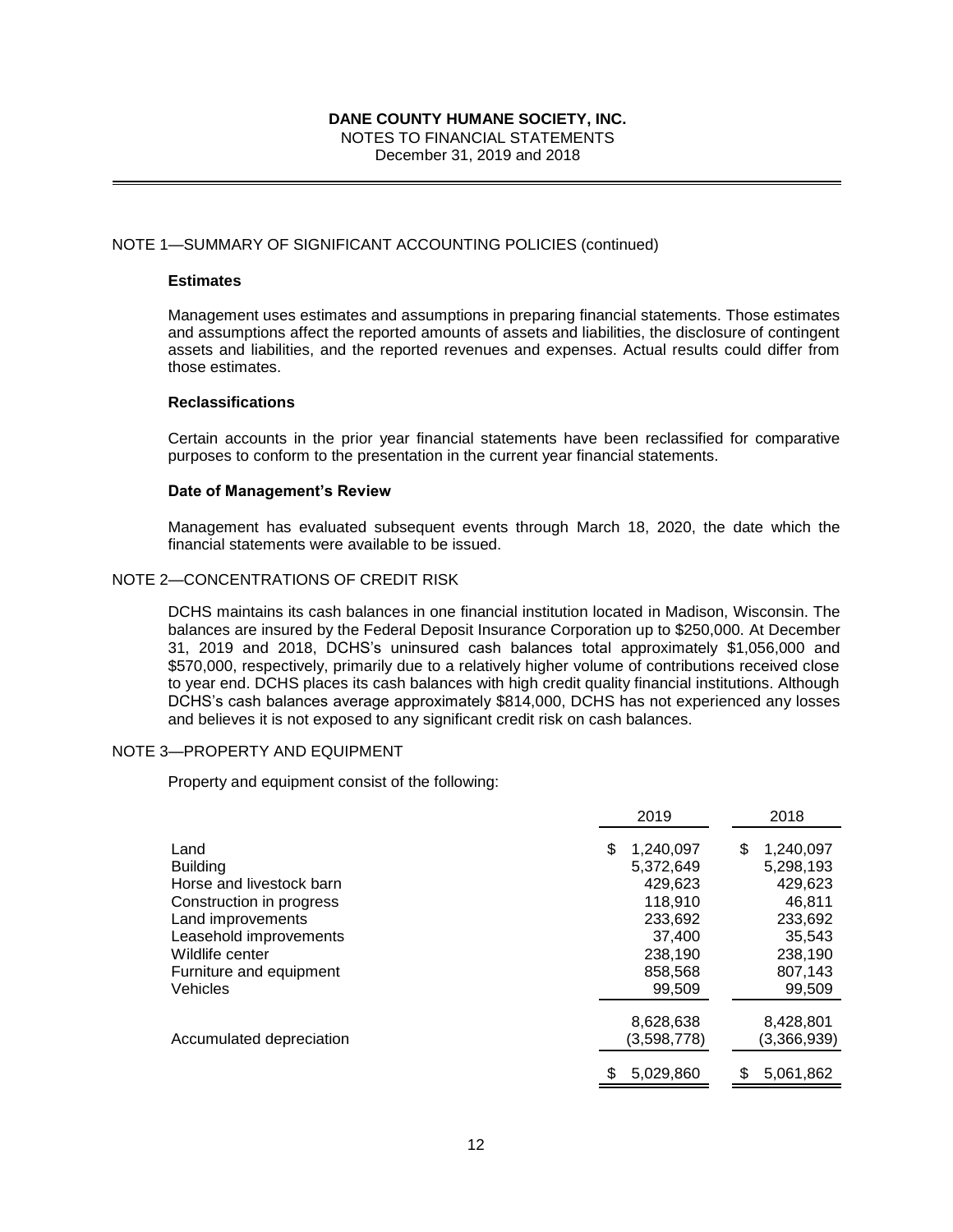# DANE COUNTY HUMANE SOCIETY, INC.

NOTES TO FINANCIAL STATEMENTS
December 31, 2019 and 2018

## NOTE 1—SUMMARY OF SIGNIFICANT ACCOUNTING POLICIES (continued)

### Estimates

Management uses estimates and assumptions in preparing financial statements. Those estimates and assumptions affect the reported amounts of assets and liabilities, the disclosure of contingent assets and liabilities, and the reported revenues and expenses. Actual results could differ from those estimates.

### Reclassifications

Certain accounts in the prior year financial statements have been reclassified for comparative purposes to conform to the presentation in the current year financial statements.

### Date of Management's Review

Management has evaluated subsequent events through March 18, 2020, the date which the financial statements were available to be issued.

## NOTE 2—CONCENTRATIONS OF CREDIT RISK

DCHS maintains its cash balances in one financial institution located in Madison, Wisconsin. The balances are insured by the Federal Deposit Insurance Corporation up to $250,000. At December 31, 2019 and 2018, DCHS's uninsured cash balances total approximately $1,056,000 and $570,000, respectively, primarily due to a relatively higher volume of contributions received close to year end. DCHS places its cash balances with high credit quality financial institutions. Although DCHS's cash balances average approximately $814,000, DCHS has not experienced any losses and believes it is not exposed to any significant credit risk on cash balances.

## NOTE 3—PROPERTY AND EQUIPMENT

Property and equipment consist of the following:

| | 2019 | 2018 |
|---|---|---|
| Land | $ 1,240,097 | $ 1,240,097 |
| Building | 5,372,649 | 5,298,193 |
| Horse and livestock barn | 429,623 | 429,623 |
| Construction in progress | 118,910 | 46,811 |
| Land improvements | 233,692 | 233,692 |
| Leasehold improvements | 37,400 | 35,543 |
| Wildlife center | 238,190 | 238,190 |
| Furniture and equipment | 858,568 | 807,143 |
| Vehicles | 99,509 | 99,509 |
| | 8,628,638 | 8,428,801 |
| Accumulated depreciation | (3,598,778) | (3,366,939) |
| | $ 5,029,860 | $ 5,061,862 |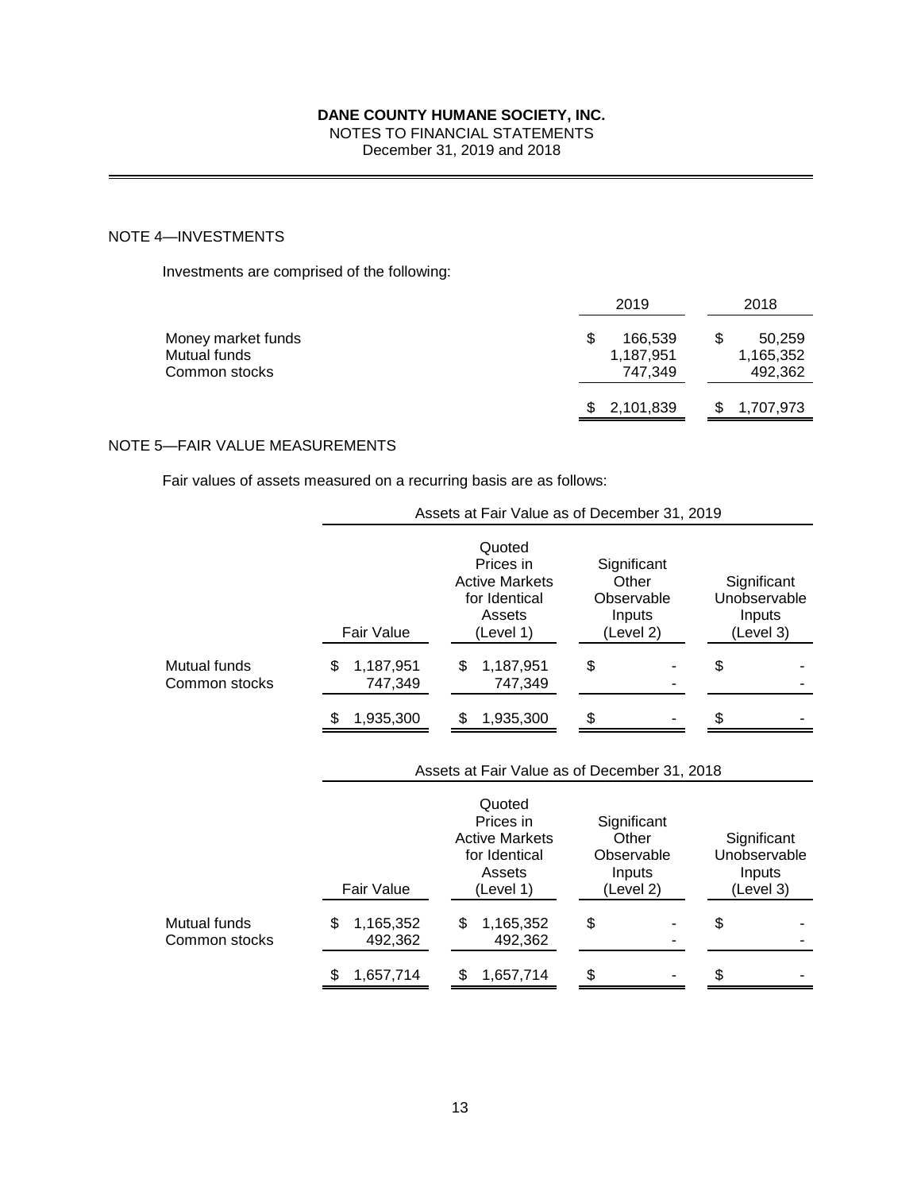**DANE COUNTY HUMANE SOCIETY, INC.**
NOTES TO FINANCIAL STATEMENTS
December 31, 2019 and 2018

## NOTE 4—INVESTMENTS

Investments are comprised of the following:

| | 2019 | 2018 |
|---|---|---|
| Money market funds | $ 166,539 | $ 50,259 |
| Mutual funds | 1,187,951 | 1,165,352 |
| Common stocks | 747,349 | 492,362 |
| | $ 2,101,839 | $ 1,707,973 |

## NOTE 5—FAIR VALUE MEASUREMENTS

Fair values of assets measured on a recurring basis are as follows:

| | Assets at Fair Value as of December 31, 2019 | | | |
|---|---|---|---|---|
| | Fair Value | Quoted Prices in Active Markets for Identical Assets (Level 1) | Significant Other Observable Inputs (Level 2) | Significant Unobservable Inputs (Level 3) |
| Mutual funds | $ 1,187,951 | $ 1,187,951 | $ - | $ - |
| Common stocks | 747,349 | 747,349 | - | - |
| | $ 1,935,300 | $ 1,935,300 | $ - | $ - |

| | Assets at Fair Value as of December 31, 2018 | | | |
|---|---|---|---|---|
| | Fair Value | Quoted Prices in Active Markets for Identical Assets (Level 1) | Significant Other Observable Inputs (Level 2) | Significant Unobservable Inputs (Level 3) |
| Mutual funds | $ 1,165,352 | $ 1,165,352 | $ - | $ - |
| Common stocks | 492,362 | 492,362 | - | - |
| | $ 1,657,714 | $ 1,657,714 | $ - | $ - |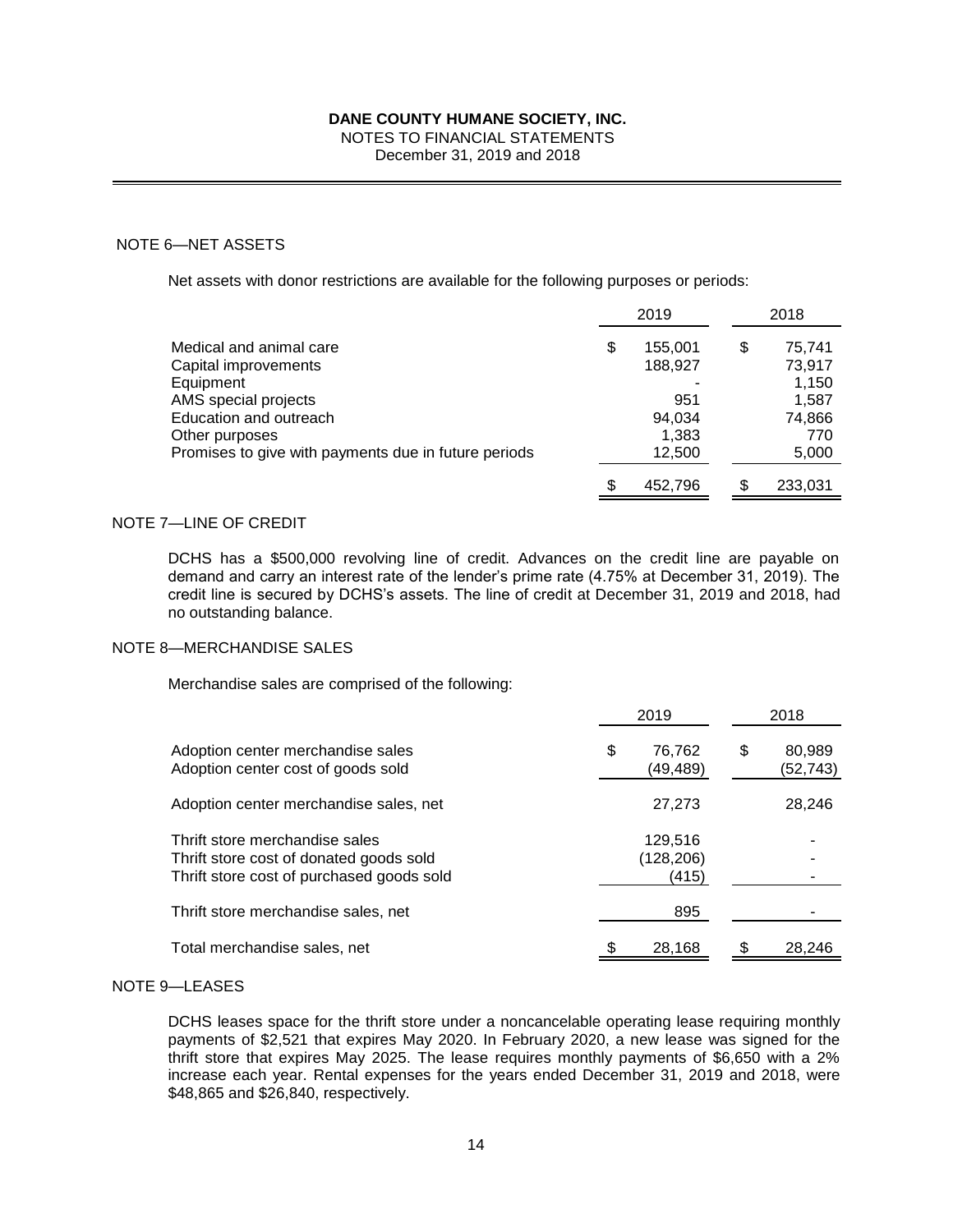## NOTE 6—NET ASSETS

Net assets with donor restrictions are available for the following purposes or periods:

| | 2019 | 2018 |
|---|---|---|
| Medical and animal care | $ 155,001 | $ 75,741 |
| Capital improvements | 188,927 | 73,917 |
| Equipment | - | 1,150 |
| AMS special projects | 951 | 1,587 |
| Education and outreach | 94,034 | 74,866 |
| Other purposes | 1,383 | 770 |
| Promises to give with payments due in future periods | 12,500 | 5,000 |
| | $ 452,796 | $ 233,031 |

## NOTE 7—LINE OF CREDIT

DCHS has a $500,000 revolving line of credit. Advances on the credit line are payable on demand and carry an interest rate of the lender's prime rate (4.75% at December 31, 2019). The credit line is secured by DCHS's assets. The line of credit at December 31, 2019 and 2018, had no outstanding balance.

## NOTE 8—MERCHANDISE SALES

Merchandise sales are comprised of the following:

| | 2019 | 2018 |
|---|---|---|
| Adoption center merchandise sales | $ 76,762 | $ 80,989 |
| Adoption center cost of goods sold | (49,489) | (52,743) |
| Adoption center merchandise sales, net | 27,273 | 28,246 |
| Thrift store merchandise sales | 129,516 | - |
| Thrift store cost of donated goods sold | (128,206) | - |
| Thrift store cost of purchased goods sold | (415) | - |
| Thrift store merchandise sales, net | 895 | - |
| Total merchandise sales, net | $ 28,168 | $ 28,246 |

## NOTE 9—LEASES

DCHS leases space for the thrift store under a noncancelable operating lease requiring monthly payments of $2,521 that expires May 2020. In February 2020, a new lease was signed for the thrift store that expires May 2025. The lease requires monthly payments of $6,650 with a 2% increase each year. Rental expenses for the years ended December 31, 2019 and 2018, were $48,865 and $26,840, respectively.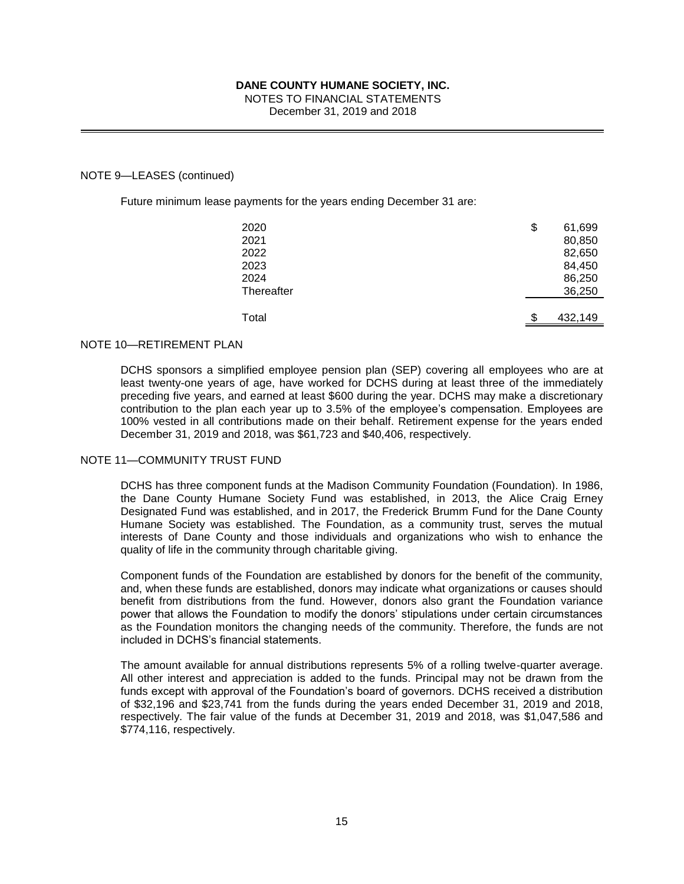## NOTE 9—LEASES (continued)

Future minimum lease payments for the years ending December 31 are:

| | |
|---|---|
| 2020 | $ 61,699 |
| 2021 | 80,850 |
| 2022 | 82,650 |
| 2023 | 84,450 |
| 2024 | 86,250 |
| Thereafter | 36,250 |
| Total | $ 432,149 |

## NOTE 10—RETIREMENT PLAN

DCHS sponsors a simplified employee pension plan (SEP) covering all employees who are at least twenty-one years of age, have worked for DCHS during at least three of the immediately preceding five years, and earned at least $600 during the year. DCHS may make a discretionary contribution to the plan each year up to 3.5% of the employee's compensation. Employees are 100% vested in all contributions made on their behalf. Retirement expense for the years ended December 31, 2019 and 2018, was $61,723 and $40,406, respectively.

## NOTE 11—COMMUNITY TRUST FUND

DCHS has three component funds at the Madison Community Foundation (Foundation). In 1986, the Dane County Humane Society Fund was established, in 2013, the Alice Craig Erney Designated Fund was established, and in 2017, the Frederick Brumm Fund for the Dane County Humane Society was established. The Foundation, as a community trust, serves the mutual interests of Dane County and those individuals and organizations who wish to enhance the quality of life in the community through charitable giving.

Component funds of the Foundation are established by donors for the benefit of the community, and, when these funds are established, donors may indicate what organizations or causes should benefit from distributions from the fund. However, donors also grant the Foundation variance power that allows the Foundation to modify the donors' stipulations under certain circumstances as the Foundation monitors the changing needs of the community. Therefore, the funds are not included in DCHS's financial statements.

The amount available for annual distributions represents 5% of a rolling twelve-quarter average. All other interest and appreciation is added to the funds. Principal may not be drawn from the funds except with approval of the Foundation's board of governors. DCHS received a distribution of $32,196 and $23,741 from the funds during the years ended December 31, 2019 and 2018, respectively. The fair value of the funds at December 31, 2019 and 2018, was $1,047,586 and $774,116, respectively.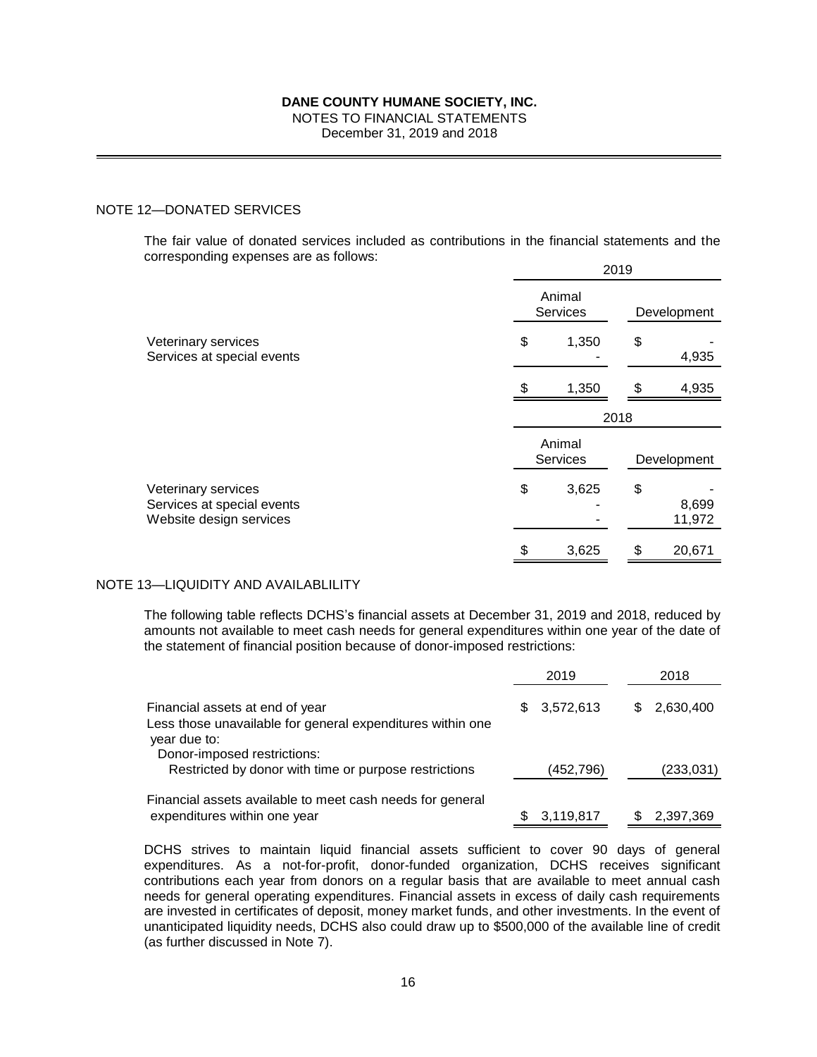# DANE COUNTY HUMANE SOCIETY, INC.

NOTES TO FINANCIAL STATEMENTS

December 31, 2019 and 2018

## NOTE 12—DONATED SERVICES

The fair value of donated services included as contributions in the financial statements and the corresponding expenses are as follows:

| | 2019 | |
|---|---|---|
| | Animal Services | Development |
| Veterinary services | $ 1,350 | $ - |
| Services at special events | - | 4,935 |
| | $ 1,350 | $ 4,935 |

| | 2018 | |
|---|---|---|
| | Animal Services | Development |
| Veterinary services | $ 3,625 | $ - |
| Services at special events | - | 8,699 |
| Website design services | - | 11,972 |
| | $ 3,625 | $ 20,671 |

## NOTE 13—LIQUIDITY AND AVAILABLILITY

The following table reflects DCHS's financial assets at December 31, 2019 and 2018, reduced by amounts not available to meet cash needs for general expenditures within one year of the date of the statement of financial position because of donor-imposed restrictions:

| | 2019 | 2018 |
|---|---|---|
| Financial assets at end of year | $ 3,572,613 | $ 2,630,400 |
| Less those unavailable for general expenditures within one year due to: | | |
| Donor-imposed restrictions: | | |
| Restricted by donor with time or purpose restrictions | (452,796) | (233,031) |
| Financial assets available to meet cash needs for general expenditures within one year | $ 3,119,817 | $ 2,397,369 |

DCHS strives to maintain liquid financial assets sufficient to cover 90 days of general expenditures. As a not-for-profit, donor-funded organization, DCHS receives significant contributions each year from donors on a regular basis that are available to meet annual cash needs for general operating expenditures. Financial assets in excess of daily cash requirements are invested in certificates of deposit, money market funds, and other investments. In the event of unanticipated liquidity needs, DCHS also could draw up to $500,000 of the available line of credit (as further discussed in Note 7).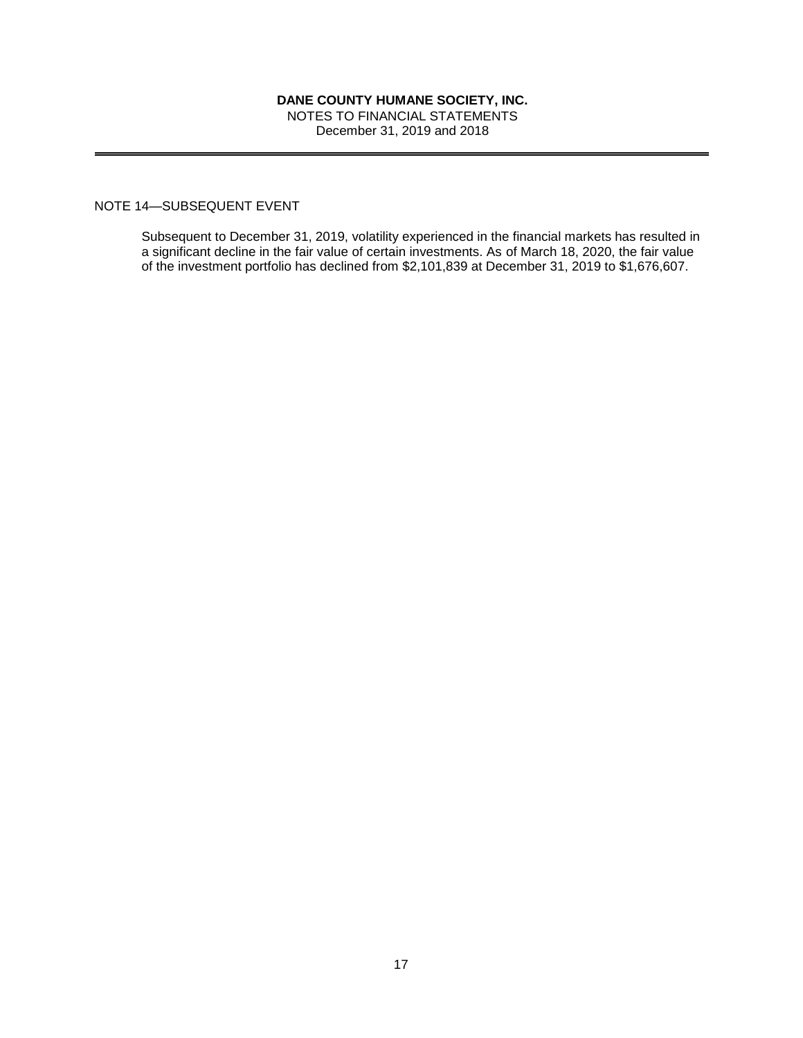## NOTE 14—SUBSEQUENT EVENT

Subsequent to December 31, 2019, volatility experienced in the financial markets has resulted in a significant decline in the fair value of certain investments. As of March 18, 2020, the fair value of the investment portfolio has declined from $2,101,839 at December 31, 2019 to $1,676,607.